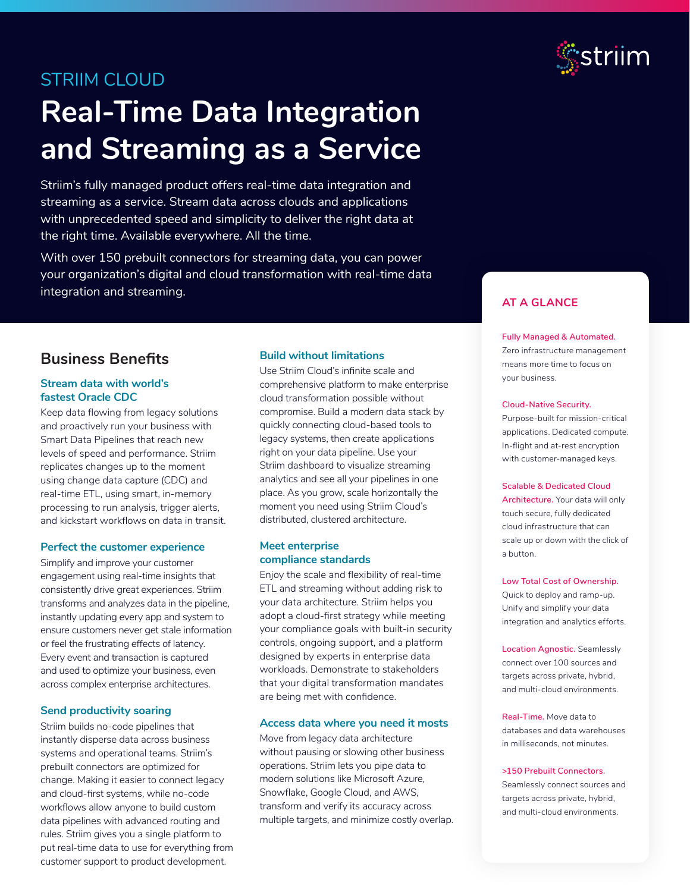STRIIM CLOUD

# Real-Time Data Integration and Streaming as a Service

Striim's fully managed product offers real-time data integration and streaming as a service. Stream data across clouds and applications with unprecedented speed and simplicity to deliver the right data at the right time. Available everywhere. All the time.

With over 150 prebuilt connectors for streaming data, you can power your organization's digital and cloud transformation with real-time data integration and streaming.

## Business Benefits

### Stream data with world's fastest Oracle CDC

Keep data flowing from legacy solutions and proactively run your business with Smart Data Pipelines that reach new levels of speed and performance. Striim replicates changes up to the moment using change data capture (CDC) and real-time ETL, using smart, in-memory processing to run analysis, trigger alerts, and kickstart workflows on data in transit.

### Perfect the customer experience

Simplify and improve your customer engagement using real-time insights that consistently drive great experiences. Striim transforms and analyzes data in the pipeline, instantly updating every app and system to ensure customers never get stale information or feel the frustrating effects of latency. Every event and transaction is captured and used to optimize your business, even across complex enterprise architectures.

### Send productivity soaring

Striim builds no-code pipelines that instantly disperse data across business systems and operational teams. Striim's prebuilt connectors are optimized for change. Making it easier to connect legacy and cloud-first systems, while no-code workflows allow anyone to build custom data pipelines with advanced routing and rules. Striim gives you a single platform to put real-time data to use for everything from customer support to product development.

### Build without limitations

Use Striim Cloud's infinite scale and comprehensive platform to make enterprise cloud transformation possible without compromise. Build a modern data stack by quickly connecting cloud-based tools to legacy systems, then create applications right on your data pipeline. Use your Striim dashboard to visualize streaming analytics and see all your pipelines in one place. As you grow, scale horizontally the moment you need using Striim Cloud's distributed, clustered architecture.

### Meet enterprise compliance standards

Enjoy the scale and flexibility of real-time ETL and streaming without adding risk to your data architecture. Striim helps you adopt a cloud-first strategy while meeting your compliance goals with built-in security controls, ongoing support, and a platform designed by experts in enterprise data workloads. Demonstrate to stakeholders that your digital transformation mandates are being met with confidence.

### Access data where you need it mosts

Move from legacy data architecture without pausing or slowing other business operations. Striim lets you pipe data to modern solutions like Microsoft Azure, Snowflake, Google Cloud, and AWS, transform and verify its accuracy across multiple targets, and minimize costly overlap.

## AT A GLANCE

**Fully Managed & Automated.** Zero infrastructure management means more time to focus on your business.

**Cloud-Native Security.** Purpose-built for mission-critical applications. Dedicated compute. In-flight and at-rest encryption with customer-managed keys.

**Scalable & Dedicated Cloud Architecture.** Your data will only touch secure, fully dedicated cloud infrastructure that can scale up or down with the click of a button.

**Low Total Cost of Ownership.** Quick to deploy and ramp-up. Unify and simplify your data integration and analytics efforts.

**Location Agnostic.** Seamlessly connect over 100 sources and targets across private, hybrid, and multi-cloud environments.

**Real-Time.** Move data to databases and data warehouses in milliseconds, not minutes.

**>150 Prebuilt Connectors.** Seamlessly connect sources and targets across private, hybrid, and multi-cloud environments.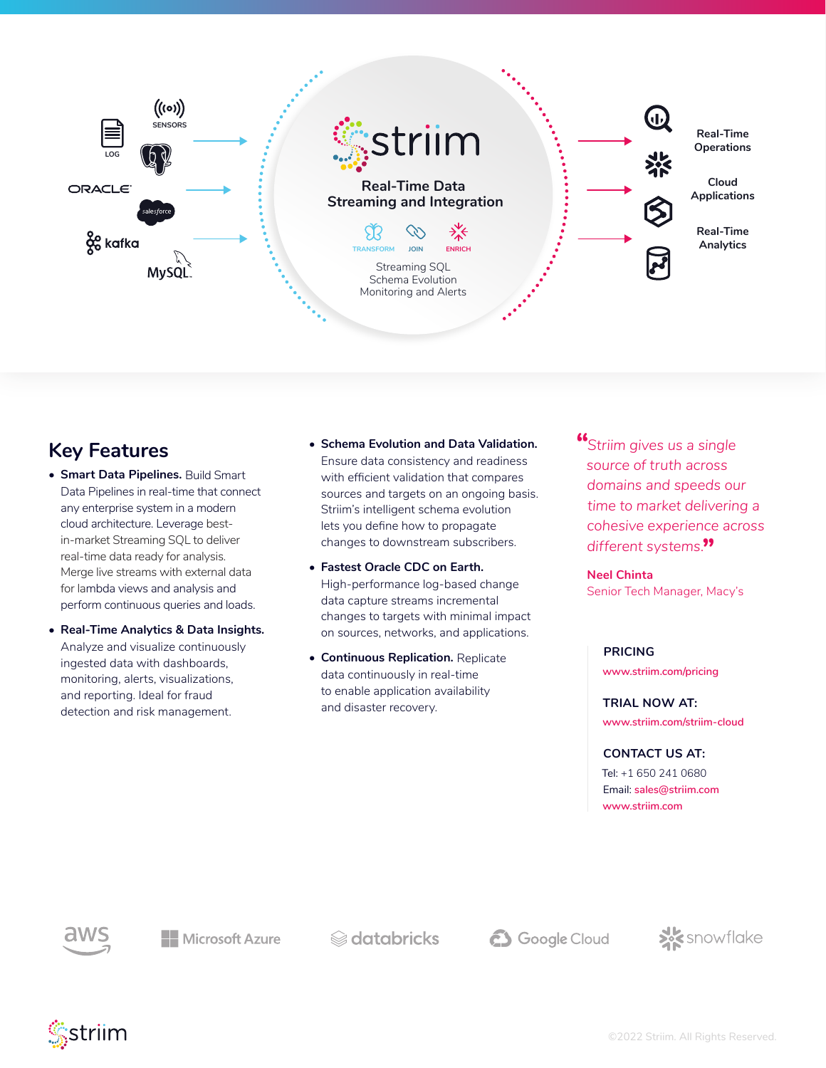SENSORS

LOG

ORACLE

salesforce

kafka

MySQL

striim

Real-Time Data Streaming and Integration

TRANSFORM JOIN ENRICH

Streaming SQL
Schema Evolution
Monitoring and Alerts

Real-Time Operations

Cloud Applications

Real-Time Analytics

## Key Features

- **Smart Data Pipelines.** Build Smart Data Pipelines in real-time that connect any enterprise system in a modern cloud architecture. Leverage best-in-market Streaming SQL to deliver real-time data ready for analysis. Merge live streams with external data for lambda views and analysis and perform continuous queries and loads.
- **Real-Time Analytics & Data Insights.** Analyze and visualize continuously ingested data with dashboards, monitoring, alerts, visualizations, and reporting. Ideal for fraud detection and risk management.
- **Schema Evolution and Data Validation.** Ensure data consistency and readiness with efficient validation that compares sources and targets on an ongoing basis. Striim's intelligent schema evolution lets you define how to propagate changes to downstream subscribers.
- **Fastest Oracle CDC on Earth.** High-performance log-based change data capture streams incremental changes to targets with minimal impact on sources, networks, and applications.
- **Continuous Replication.** Replicate data continuously in real-time to enable application availability and disaster recovery.

*"Striim gives us a single source of truth across domains and speeds our time to market delivering a cohesive experience across different systems."*

**Neel Chinta**
Senior Tech Manager, Macy's

**PRICING**
www.striim.com/pricing

**TRIAL NOW AT:**
www.striim.com/striim-cloud

**CONTACT US AT:**
Tel: +1 650 241 0680
Email: sales@striim.com
www.striim.com

aws Microsoft Azure databricks Google Cloud snowflake

striim

©2022 Striim. All Rights Reserved.